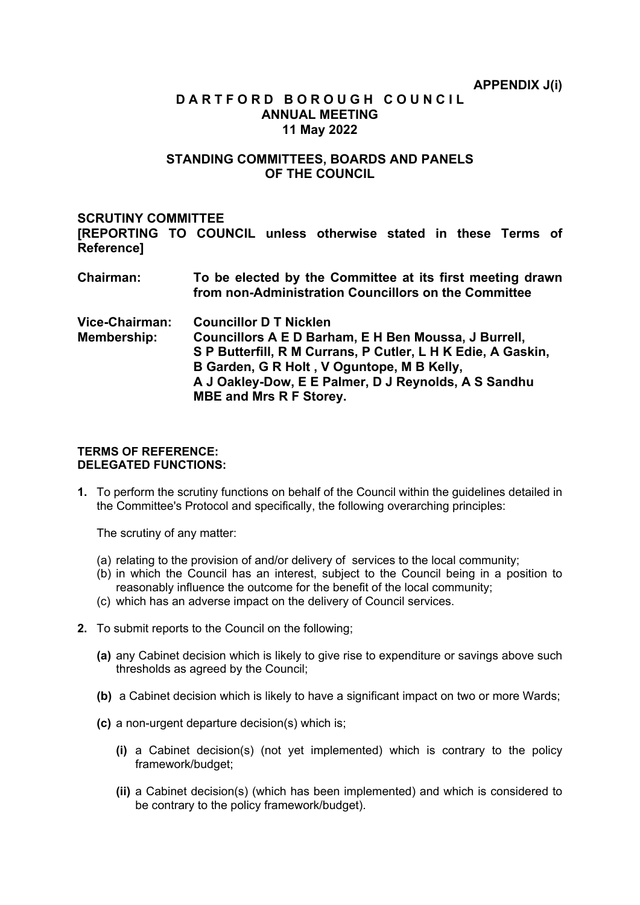**APPENDIX J(i)**

# DARTFORD BOROUGH COUNCIL
## ANNUAL MEETING
## 11 May 2022

## STANDING COMMITTEES, BOARDS AND PANELS OF THE COUNCIL

### SCRUTINY COMMITTEE
**[REPORTING TO COUNCIL unless otherwise stated in these Terms of Reference]**

**Chairman:** **To be elected by the Committee at its first meeting drawn from non-Administration Councillors on the Committee**

**Vice-Chairman:** **Councillor D T Nicklen**
**Membership:** **Councillors A E D Barham, E H Ben Moussa, J Burrell, S P Butterfill, R M Currans, P Cutler, L H K Edie, A Gaskin, B Garden, G R Holt , V Oguntope, M B Kelly, A J Oakley-Dow, E E Palmer, D J Reynolds, A S Sandhu MBE and Mrs R F Storey.**

**TERMS OF REFERENCE:**
**DELEGATED FUNCTIONS:**

**1.** To perform the scrutiny functions on behalf of the Council within the guidelines detailed in the Committee's Protocol and specifically, the following overarching principles:

The scrutiny of any matter:

(a) relating to the provision of and/or delivery of services to the local community;
(b) in which the Council has an interest, subject to the Council being in a position to reasonably influence the outcome for the benefit of the local community;
(c) which has an adverse impact on the delivery of Council services.

**2.** To submit reports to the Council on the following;

**(a)** any Cabinet decision which is likely to give rise to expenditure or savings above such thresholds as agreed by the Council;

**(b)** a Cabinet decision which is likely to have a significant impact on two or more Wards;

**(c)** a non-urgent departure decision(s) which is;

**(i)** a Cabinet decision(s) (not yet implemented) which is contrary to the policy framework/budget;

**(ii)** a Cabinet decision(s) (which has been implemented) and which is considered to be contrary to the policy framework/budget).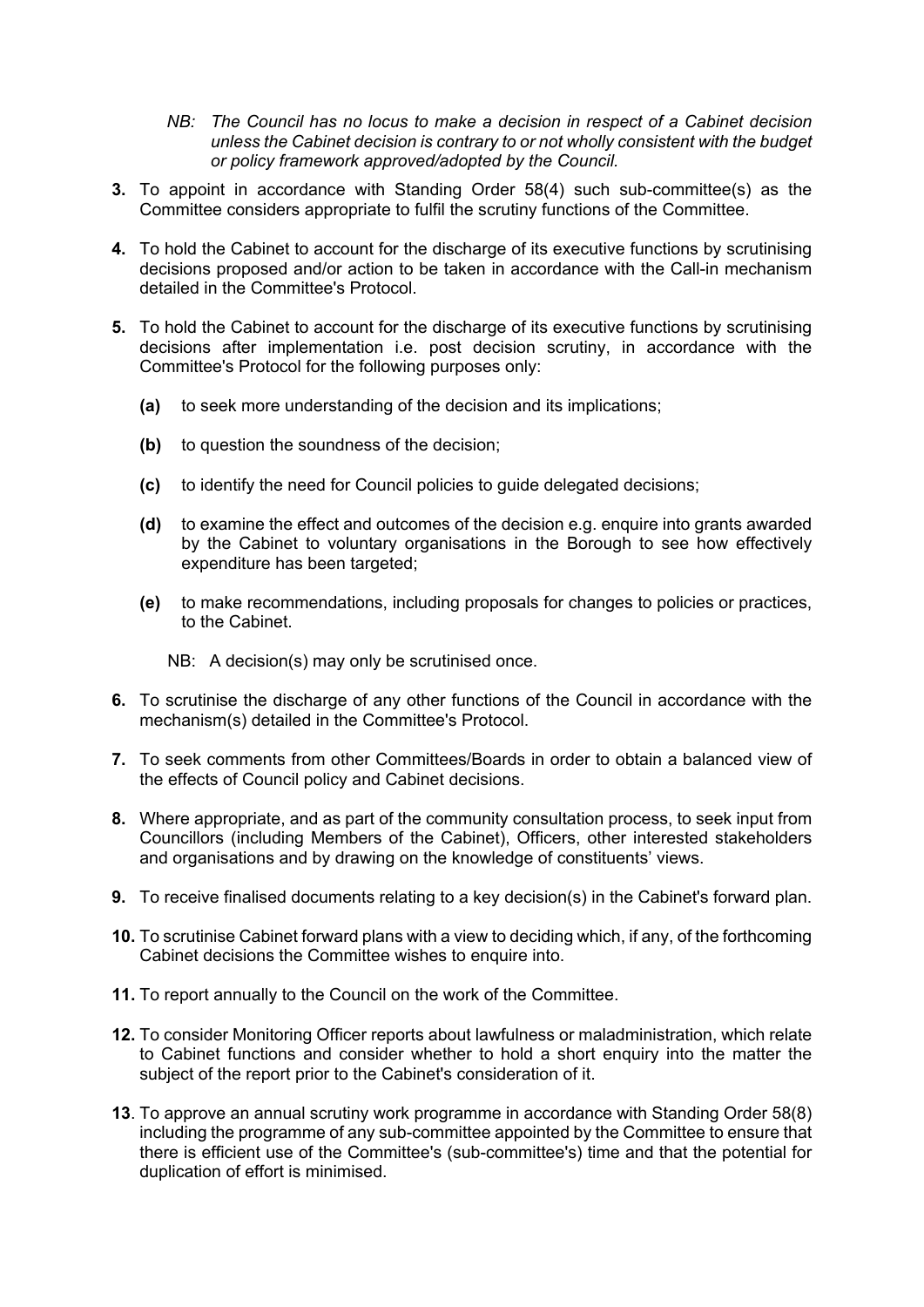*NB: The Council has no locus to make a decision in respect of a Cabinet decision unless the Cabinet decision is contrary to or not wholly consistent with the budget or policy framework approved/adopted by the Council.*

**3.** To appoint in accordance with Standing Order 58(4) such sub-committee(s) as the Committee considers appropriate to fulfil the scrutiny functions of the Committee.

**4.** To hold the Cabinet to account for the discharge of its executive functions by scrutinising decisions proposed and/or action to be taken in accordance with the Call-in mechanism detailed in the Committee's Protocol.

**5.** To hold the Cabinet to account for the discharge of its executive functions by scrutinising decisions after implementation i.e. post decision scrutiny, in accordance with the Committee's Protocol for the following purposes only:

- **(a)** to seek more understanding of the decision and its implications;
- **(b)** to question the soundness of the decision;
- **(c)** to identify the need for Council policies to guide delegated decisions;
- **(d)** to examine the effect and outcomes of the decision e.g. enquire into grants awarded by the Cabinet to voluntary organisations in the Borough to see how effectively expenditure has been targeted;
- **(e)** to make recommendations, including proposals for changes to policies or practices, to the Cabinet.

NB: A decision(s) may only be scrutinised once.

**6.** To scrutinise the discharge of any other functions of the Council in accordance with the mechanism(s) detailed in the Committee's Protocol.

**7.** To seek comments from other Committees/Boards in order to obtain a balanced view of the effects of Council policy and Cabinet decisions.

**8.** Where appropriate, and as part of the community consultation process, to seek input from Councillors (including Members of the Cabinet), Officers, other interested stakeholders and organisations and by drawing on the knowledge of constituents' views.

**9.** To receive finalised documents relating to a key decision(s) in the Cabinet's forward plan.

**10.** To scrutinise Cabinet forward plans with a view to deciding which, if any, of the forthcoming Cabinet decisions the Committee wishes to enquire into.

**11.** To report annually to the Council on the work of the Committee.

**12.** To consider Monitoring Officer reports about lawfulness or maladministration, which relate to Cabinet functions and consider whether to hold a short enquiry into the matter the subject of the report prior to the Cabinet's consideration of it.

**13**. To approve an annual scrutiny work programme in accordance with Standing Order 58(8) including the programme of any sub-committee appointed by the Committee to ensure that there is efficient use of the Committee's (sub-committee's) time and that the potential for duplication of effort is minimised.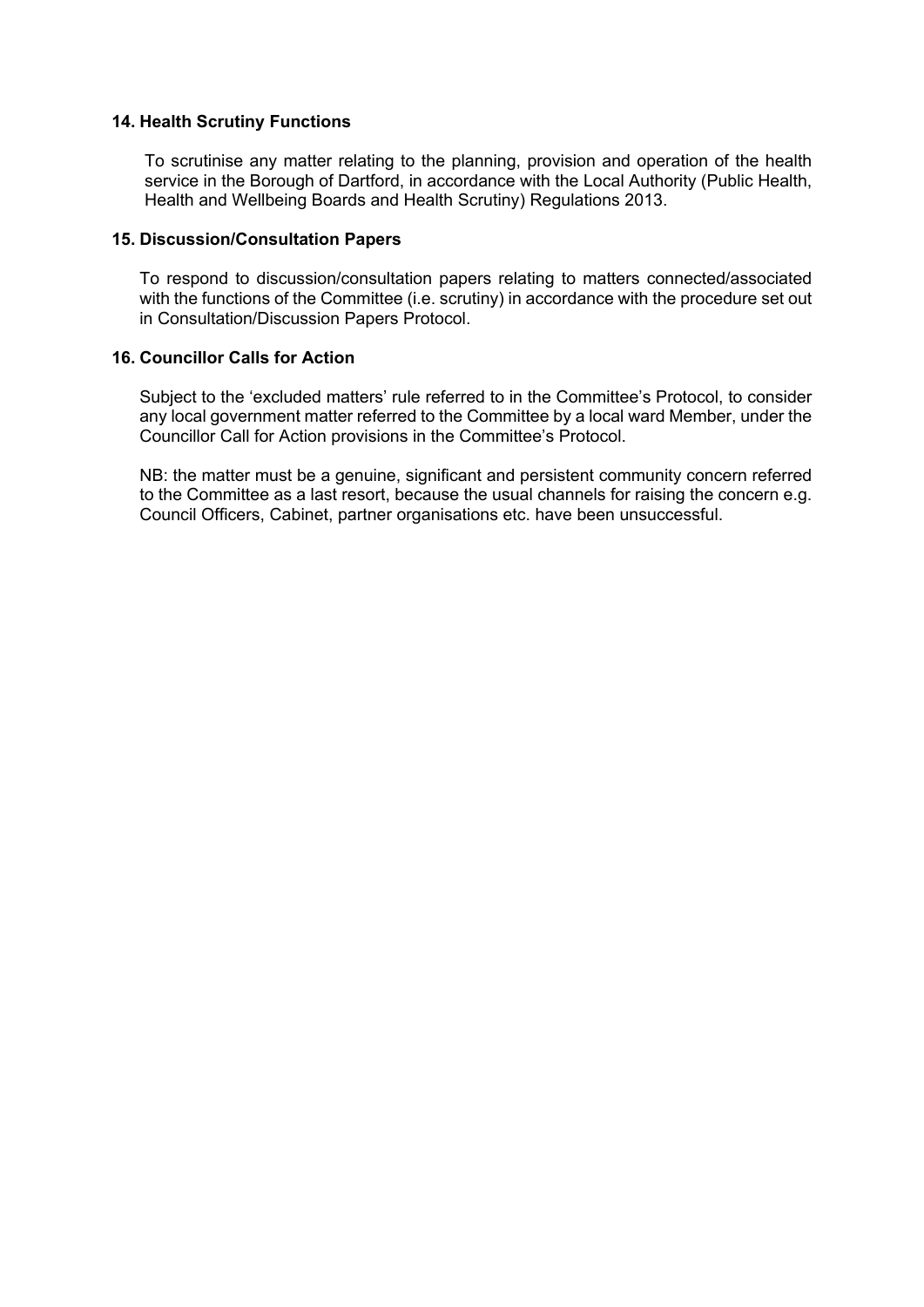### 14. Health Scrutiny Functions

To scrutinise any matter relating to the planning, provision and operation of the health service in the Borough of Dartford, in accordance with the Local Authority (Public Health, Health and Wellbeing Boards and Health Scrutiny) Regulations 2013.

### 15. Discussion/Consultation Papers

To respond to discussion/consultation papers relating to matters connected/associated with the functions of the Committee (i.e. scrutiny) in accordance with the procedure set out in Consultation/Discussion Papers Protocol.

### 16. Councillor Calls for Action

Subject to the 'excluded matters' rule referred to in the Committee's Protocol, to consider any local government matter referred to the Committee by a local ward Member, under the Councillor Call for Action provisions in the Committee's Protocol.

NB: the matter must be a genuine, significant and persistent community concern referred to the Committee as a last resort, because the usual channels for raising the concern e.g. Council Officers, Cabinet, partner organisations etc. have been unsuccessful.